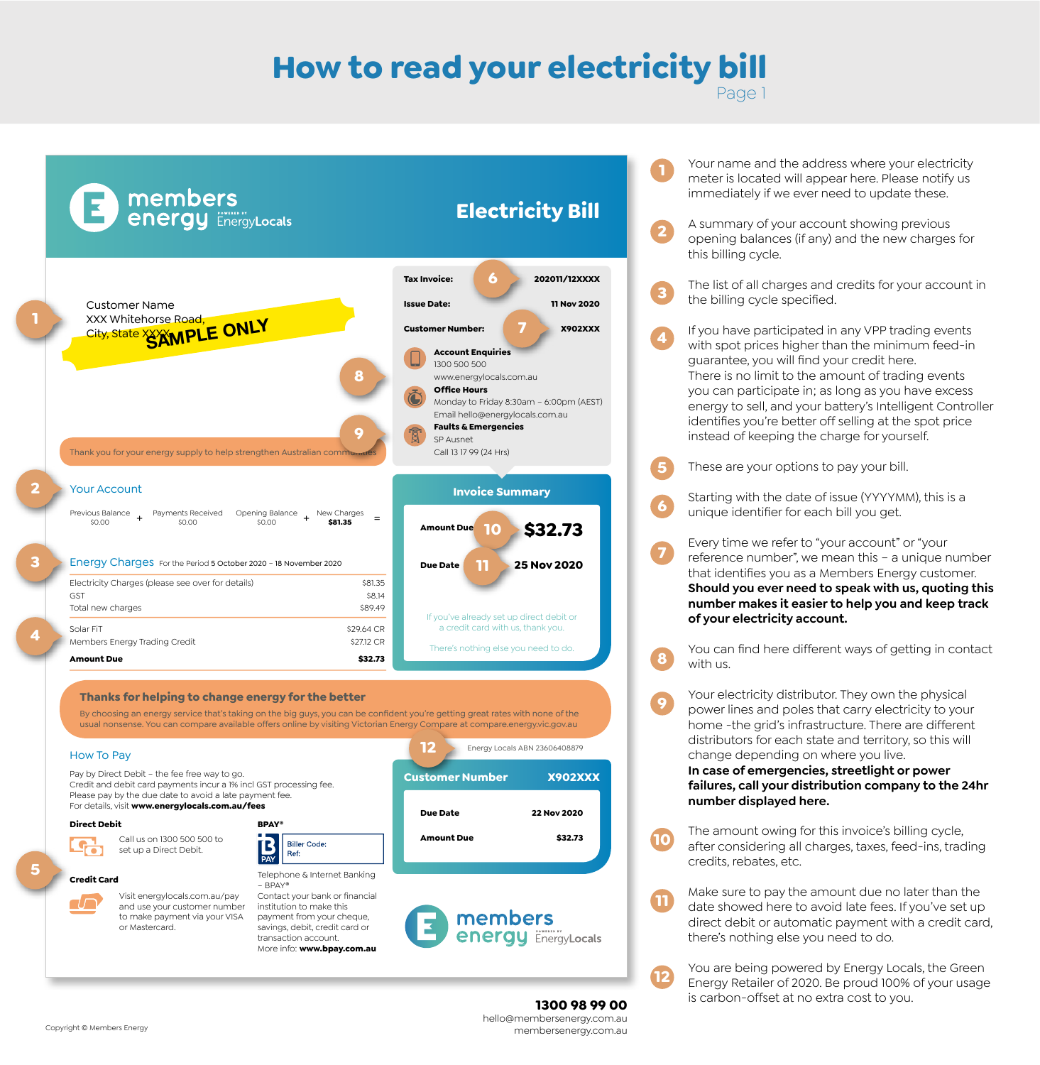# How to read your electricity bill

Page 1

## Sample bill

**members energy** powered by EnergyLocals

**Electricity Bill**

Customer Name
XXX Whitehorse Road,
City, State XXXX

SAMPLE ONLY

| | |
|---|---|
| **Tax Invoice:** | **202011/12XXXX** |
| **Issue Date:** | **11 Nov 2020** |
| **Customer Number:** | **X902XXX** |

**Account Enquiries**
1300 500 500
www.energylocals.com.au

**Office Hours**
Monday to Friday 8:30am – 6:00pm (AEST)
Email hello@energylocals.com.au

**Faults & Emergencies**
SP Ausnet
Call 13 17 99 (24 Hrs)

Thank you for your energy supply to help strengthen Australian communities

### Your Account

| Previous Balance | | Payments Received | | Opening Balance | | New Charges | |
|---|---|---|---|---|---|---|---|
| $0.00 | + | $0.00 | | $0.00 | + | **$81.35** | = |

### Energy Charges

For the Period 5 October 2020 – 18 November 2020

| | |
|---|---|
| Electricity Charges (please see over for details) | $81.35 |
| GST | $8.14 |
| Total new charges | $89.49 |
| Solar FiT | $29.64 CR |
| Members Energy Trading Credit | $27.12 CR |
| **Amount Due** | **$32.73** |

### Invoice Summary

| | |
|---|---|
| **Amount Due** | **$32.73** |
| **Due Date** | **25 Nov 2020** |

If you've already set up direct debit or a credit card with us, thank you.

There's nothing else you need to do.

**Thanks for helping to change energy for the better**

By choosing an energy service that's taking on the big guys, you can be confident you're getting great rates with none of the usual nonsense. You can compare available offers online by visiting Victorian Energy Compare at compare.energy.vic.gov.au

### How To Pay

Pay by Direct Debit – the fee free way to go.
Credit and debit card payments incur a 1% incl GST processing fee.
Please pay by the due date to avoid a late payment fee.
For details, visit **www.energylocals.com.au/fees**

**Direct Debit**

Call us on 1300 500 500 to set up a Direct Debit.

**Credit Card**

Visit energylocals.com.au/pay and use your customer number to make payment via your VISA or Mastercard.

**BPAY®**

Biller Code:
Ref:

Telephone & Internet Banking – BPAY®
Contact your bank or financial institution to make this payment from your cheque, savings, debit, credit card or transaction account.
More info: **www.bpay.com.au**

Energy Locals ABN 23606408879

| **Customer Number** | **X902XXX** |
|---|---|
| **Due Date** | **22 Nov 2020** |
| **Amount Due** | **$32.73** |

**members energy** powered by EnergyLocals

**1300 98 99 00**
hello@membersenergy.com.au
membersenergy.com.au

Copyright © Members Energy

## Explanation

1. Your name and the address where your electricity meter is located will appear here. Please notify us immediately if we ever need to update these.
2. A summary of your account showing previous opening balances (if any) and the new charges for this billing cycle.
3. The list of all charges and credits for your account in the billing cycle specified.
4. If you have participated in any VPP trading events with spot prices higher than the minimum feed-in guarantee, you will find your credit here. There is no limit to the amount of trading events you can participate in; as long as you have excess energy to sell, and your battery's Intelligent Controller identifies you're better off selling at the spot price instead of keeping the charge for yourself.
5. These are your options to pay your bill.
6. Starting with the date of issue (YYYYMM), this is a unique identifier for each bill you get.
7. Every time we refer to "your account" or "your reference number", we mean this – a unique number that identifies you as a Members Energy customer. **Should you ever need to speak with us, quoting this number makes it easier to help you and keep track of your electricity account.**
8. You can find here different ways of getting in contact with us.
9. Your electricity distributor. They own the physical power lines and poles that carry electricity to your home -the grid's infrastructure. There are different distributors for each state and territory, so this will change depending on where you live. **In case of emergencies, streetlight or power failures, call your distribution company to the 24hr number displayed here.**
10. The amount owing for this invoice's billing cycle, after considering all charges, taxes, feed-ins, trading credits, rebates, etc.
11. Make sure to pay the amount due no later than the date showed here to avoid late fees. If you've set up direct debit or automatic payment with a credit card, there's nothing else you need to do.
12. You are being powered by Energy Locals, the Green Energy Retailer of 2020. Be proud 100% of your usage is carbon-offset at no extra cost to you.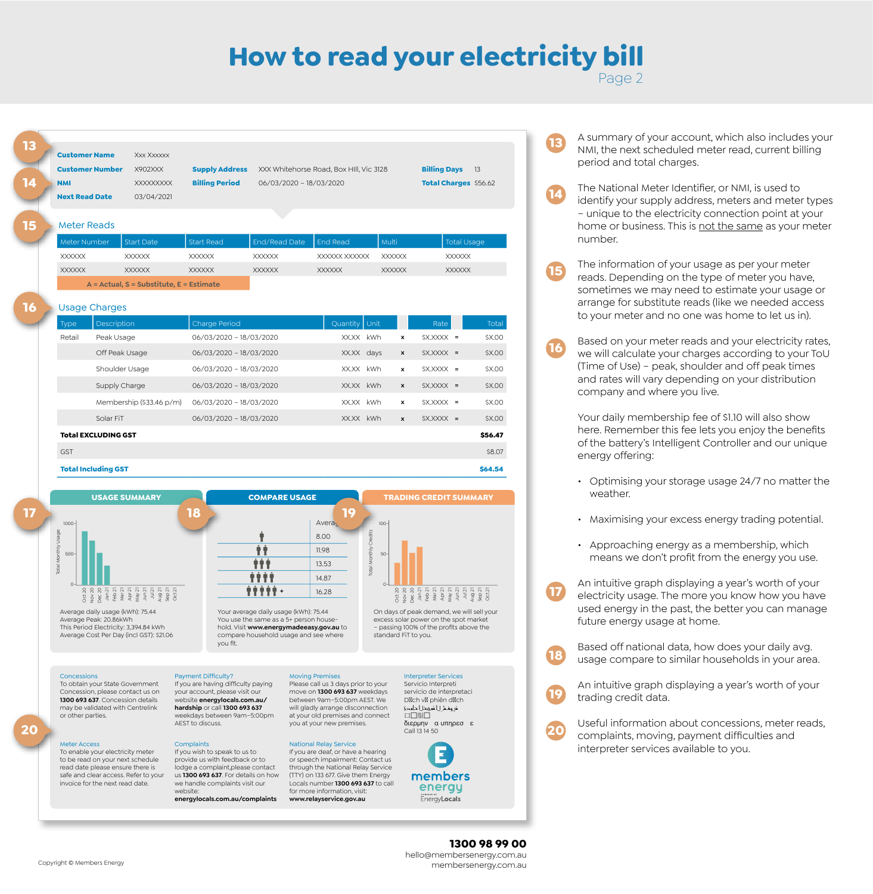# How to read your electricity bill

Page 2

13

| | | | | | |
|---|---|---|---|---|---|
| **Customer Name** | Xxx Xxxxxx | | | | |
| **Customer Number** | X902XXX | **Supply Address** | XXX Whitehorse Road, Box HIll, Vic 3128 | **Billing Days** | 13 |
| **NMI** | XXXXXXXXX | **Billing Period** | 06/03/2020 – 18/03/2020 | **Total Charges** | $56.62 |
| **Next Read Date** | 03/04/2021 | | | | |

14

15

## Meter Reads

| Meter Number | Start Date | Start Read | End/Read Date | End Read | Multi | Total Usage |
|---|---|---|---|---|---|---|
| XXXXXX | XXXXXX | XXXXXX | XXXXXX | XXXXXX XXXXXX | XXXXXX | XXXXXX |
| XXXXXX | XXXXXX | XXXXXX | XXXXXX | XXXXXX | XXXXXX | XXXXXX |

A = Actual, S = Substitute, E = Estimate

16

## Usage Charges

| Type | Description | Charge Period | Quantity | Unit | | Rate | | Total |
|---|---|---|---|---|---|---|---|---|
| Retail | Peak Usage | 06/03/2020 – 18/03/2020 | XX.XX | kWh | x | $X.XXXX | = | $X.00 |
| | Off Peak Usage | 06/03/2020 – 18/03/2020 | XX.XX | days | x | $X.XXXX | = | $X.00 |
| | Shoulder Usage | 06/03/2020 – 18/03/2020 | XX.XX | kWh | x | $X.XXXX | = | $X.00 |
| | Supply Charge | 06/03/2020 – 18/03/2020 | XX.XX | kWh | x | $X.XXXX | = | $X.00 |
| | Membership ($33.46 p/m) | 06/03/2020 – 18/03/2020 | XX.XX | kWh | x | $X.XXXX | = | $X.00 |
| | Solar FiT | 06/03/2020 – 18/03/2020 | XX.XX | kWh | x | $X.XXXX | = | $X.00 |
| **Total EXCLUDING GST** | | | | | | | | **$56.47** |
| GST | | | | | | | | $8.07 |
| **Total Including GST** | | | | | | | | **$64.54** |

17

### USAGE SUMMARY

Total Monthly Usage
1000
500
0
Oct 20, Nov 20, Dec 20, Jan 21, Feb 21, Mar 21, Apr 21, May 21, Jun 21, Jul 21, Aug 21, Sep 21, Oct 21

Average daily usage (kWh): 75.44
Average Peak: 20.86kWh
This Period Electricity: 3,394.84 kWh
Average Cost Per Day (incl GST): $21.06

18

### COMPARE USAGE

Average
8.00
11.98
13.53
14.87
16.28

Your average daily usage (kWh): 75.44
You use the same as a 5+ person household. Visit **www.energymadeeasy.gov.au** to compare household usage and see where you fit.

19

### TRADING CREDIT SUMMARY

Total Monthly Credits
100
50
0
Oct 20, Nov 20, Dec 20, Jan 21, Feb 21, Mar 21, Apr 21, May 21, Jun 21, Jul 21, Aug 21, Sep 21, Oct 21

On days of peak demand, we will sell your excess solar power on the spot market – passing 100% of the profits above the standard FiT to you.

20

**Concessions**
To obtain your State Government Concession, please contact us on **1300 693 637**. Concession details may be validated with Centrelink or other parties.

**Payment Difficulty?**
If you are having difficulty paying your account, please visit our website **energylocals.com.au/hardship** or call **1300 693 637** weekdays between 9am-5:00pm AEST to discuss.

**Moving Premises**
Please call us 3 days prior to your move on **1300 693 637** weekdays between 9am–5:00pm AEST. We will gladly arrange disconnection at your old premises and connect you at your new premises.

**Interpreter Services**
Servicio Interpreti
servicio de interpretaci
Dịch vụ phiên dịch
Call 13 14 50

**Meter Access**
To enable your electricity meter to be read on your next schedule read date please ensure there is safe and clear access. Refer to your invoice for the next read date.

**Complaints**
If you wish to speak to us to provide us with feedback or to lodge a complaint,please contact us **1300 693 637**. For details on how we handle complaints visit our website: **energylocals.com.au/complaints**

**National Relay Service**
If you are deaf, or have a hearing or speech impairment: Contact us through the National Relay Service (TTY) on 133 677. Give them Energy Locals number **1300 693 637** to call for more information, visit: **www.relayservice.gov.au**

members energy
EnergyLocals

13 A summary of your account, which also includes your NMI, the next scheduled meter read, current billing period and total charges.

14 The National Meter Identifier, or NMI, is used to identify your supply address, meters and meter types – unique to the electricity connection point at your home or business. This is not the same as your meter number.

15 The information of your usage as per your meter reads. Depending on the type of meter you have, sometimes we may need to estimate your usage or arrange for substitute reads (like we needed access to your meter and no one was home to let us in).

16 Based on your meter reads and your electricity rates, we will calculate your charges according to your ToU (Time of Use) – peak, shoulder and off peak times and rates will vary depending on your distribution company and where you live.

Your daily membership fee of $1.10 will also show here. Remember this fee lets you enjoy the benefits of the battery's Intelligent Controller and our unique energy offering:

- Optimising your storage usage 24/7 no matter the weather.
- Maximising your excess energy trading potential.
- Approaching energy as a membership, which means we don't profit from the energy you use.

17 An intuitive graph displaying a year's worth of your electricity usage. The more you know how you have used energy in the past, the better you can manage future energy usage at home.

18 Based off national data, how does your daily avg. usage compare to similar households in your area.

19 An intuitive graph displaying a year's worth of your trading credit data.

20 Useful information about concessions, meter reads, complaints, moving, payment difficulties and interpreter services available to you.

**1300 98 99 00**
hello@membersenergy.com.au
membersenergy.com.au

Copyright © Members Energy